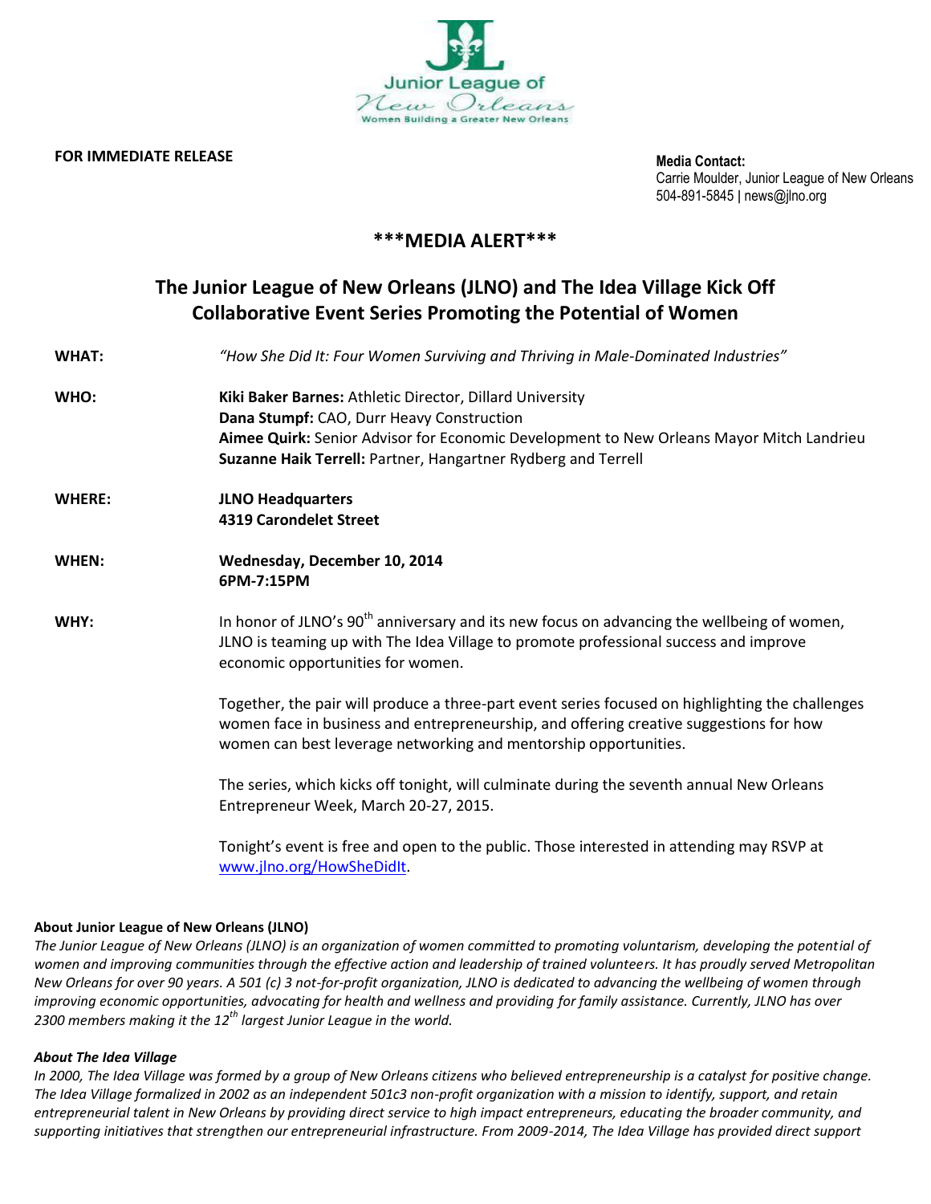Junior League of New Orleans

Women Building a Greater New Orleans

**FOR IMMEDIATE RELEASE**

**Media Contact:**
Carrie Moulder, Junior League of New Orleans
504-891-5845 | news@jlno.org

## \*\*\*MEDIA ALERT\*\*\*

## The Junior League of New Orleans (JLNO) and The Idea Village Kick Off Collaborative Event Series Promoting the Potential of Women

**WHAT:** *"How She Did It: Four Women Surviving and Thriving in Male-Dominated Industries"*

**WHO:**
**Kiki Baker Barnes:** Athletic Director, Dillard University
**Dana Stumpf:** CAO, Durr Heavy Construction
**Aimee Quirk:** Senior Advisor for Economic Development to New Orleans Mayor Mitch Landrieu
**Suzanne Haik Terrell:** Partner, Hangartner Rydberg and Terrell

**WHERE:**
**JLNO Headquarters**
**4319 Carondelet Street**

**WHEN:**
**Wednesday, December 10, 2014**
**6PM-7:15PM**

**WHY:**
In honor of JLNO's 90th anniversary and its new focus on advancing the wellbeing of women, JLNO is teaming up with The Idea Village to promote professional success and improve economic opportunities for women.

Together, the pair will produce a three-part event series focused on highlighting the challenges women face in business and entrepreneurship, and offering creative suggestions for how women can best leverage networking and mentorship opportunities.

The series, which kicks off tonight, will culminate during the seventh annual New Orleans Entrepreneur Week, March 20-27, 2015.

Tonight's event is free and open to the public. Those interested in attending may RSVP at www.jlno.org/HowSheDidIt.

**About Junior League of New Orleans (JLNO)**

*The Junior League of New Orleans (JLNO) is an organization of women committed to promoting voluntarism, developing the potential of women and improving communities through the effective action and leadership of trained volunteers. It has proudly served Metropolitan New Orleans for over 90 years. A 501 (c) 3 not-for-profit organization, JLNO is dedicated to advancing the wellbeing of women through improving economic opportunities, advocating for health and wellness and providing for family assistance. Currently, JLNO has over 2300 members making it the 12th largest Junior League in the world.*

***About The Idea Village***

*In 2000, The Idea Village was formed by a group of New Orleans citizens who believed entrepreneurship is a catalyst for positive change. The Idea Village formalized in 2002 as an independent 501c3 non-profit organization with a mission to identify, support, and retain entrepreneurial talent in New Orleans by providing direct service to high impact entrepreneurs, educating the broader community, and supporting initiatives that strengthen our entrepreneurial infrastructure. From 2009-2014, The Idea Village has provided direct support*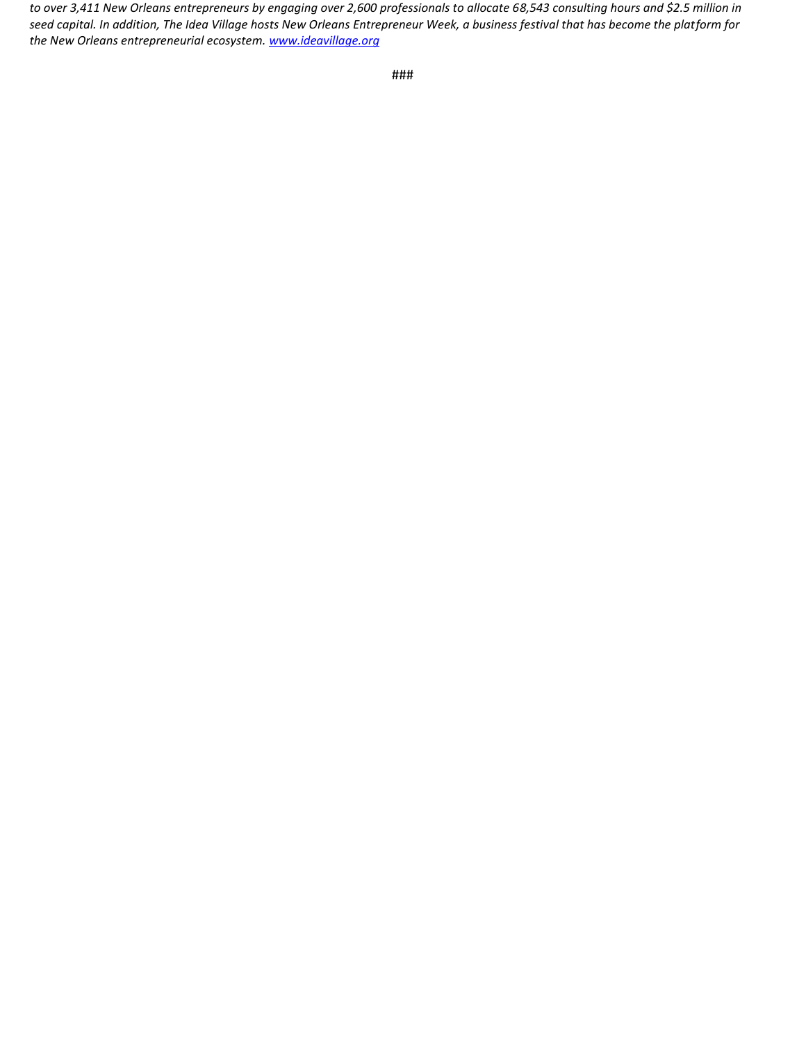*to over 3,411 New Orleans entrepreneurs by engaging over 2,600 professionals to allocate 68,543 consulting hours and $2.5 million in seed capital. In addition, The Idea Village hosts New Orleans Entrepreneur Week, a business festival that has become the platform for the New Orleans entrepreneurial ecosystem. [www.ideavillage.org](http://www.ideavillage.org)*

###